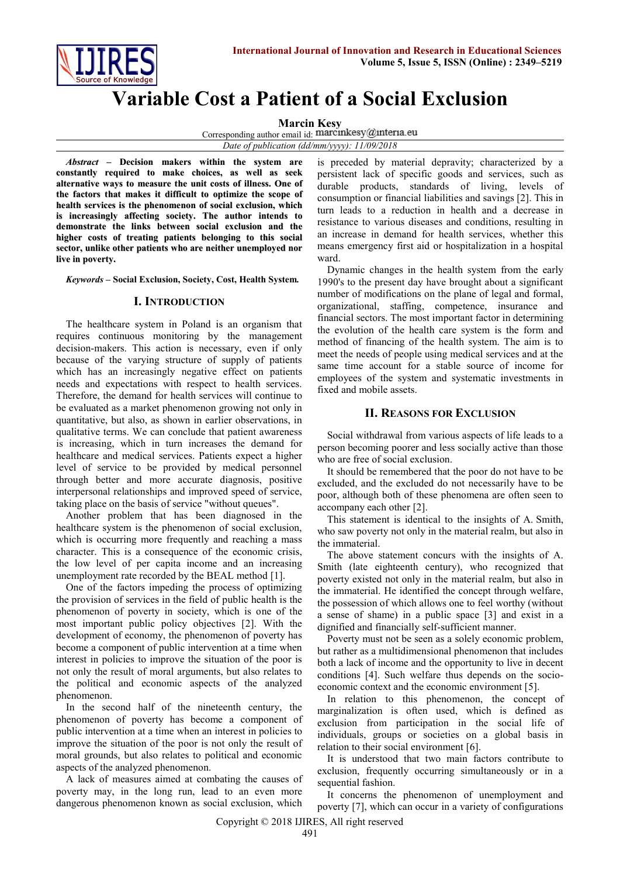# Variable Cost a Patient of a Social Exclusion

**Marcin Kesy**

Corresponding author email id: marcinkesy@interia.eu

*Date of publication (dd/mm/yyyy): 11/09/2018*

***Abstract*** **– Decision makers within the system are constantly required to make choices, as well as seek alternative ways to measure the unit costs of illness. One of the factors that makes it difficult to optimize the scope of health services is the phenomenon of social exclusion, which is increasingly affecting society. The author intends to demonstrate the links between social exclusion and the higher costs of treating patients belonging to this social sector, unlike other patients who are neither unemployed nor live in poverty.**

***Keywords*** **– Social Exclusion, Society, Cost, Health System.**

## I. Introduction

The healthcare system in Poland is an organism that requires continuous monitoring by the management decision-makers. This action is necessary, even if only because of the varying structure of supply of patients which has an increasingly negative effect on patients needs and expectations with respect to health services. Therefore, the demand for health services will continue to be evaluated as a market phenomenon growing not only in quantitative, but also, as shown in earlier observations, in qualitative terms. We can conclude that patient awareness is increasing, which in turn increases the demand for healthcare and medical services. Patients expect a higher level of service to be provided by medical personnel through better and more accurate diagnosis, positive interpersonal relationships and improved speed of service, taking place on the basis of service "without queues".

Another problem that has been diagnosed in the healthcare system is the phenomenon of social exclusion, which is occurring more frequently and reaching a mass character. This is a consequence of the economic crisis, the low level of per capita income and an increasing unemployment rate recorded by the BEAL method [1].

One of the factors impeding the process of optimizing the provision of services in the field of public health is the phenomenon of poverty in society, which is one of the most important public policy objectives [2]. With the development of economy, the phenomenon of poverty has become a component of public intervention at a time when interest in policies to improve the situation of the poor is not only the result of moral arguments, but also relates to the political and economic aspects of the analyzed phenomenon.

In the second half of the nineteenth century, the phenomenon of poverty has become a component of public intervention at a time when an interest in policies to improve the situation of the poor is not only the result of moral grounds, but also relates to political and economic aspects of the analyzed phenomenon.

A lack of measures aimed at combating the causes of poverty may, in the long run, lead to an even more dangerous phenomenon known as social exclusion, which is preceded by material depravity; characterized by a persistent lack of specific goods and services, such as durable products, standards of living, levels of consumption or financial liabilities and savings [2]. This in turn leads to a reduction in health and a decrease in resistance to various diseases and conditions, resulting in an increase in demand for health services, whether this means emergency first aid or hospitalization in a hospital ward.

Dynamic changes in the health system from the early 1990's to the present day have brought about a significant number of modifications on the plane of legal and formal, organizational, staffing, competence, insurance and financial sectors. The most important factor in determining the evolution of the health care system is the form and method of financing of the health system. The aim is to meet the needs of people using medical services and at the same time account for a stable source of income for employees of the system and systematic investments in fixed and mobile assets.

## II. Reasons for Exclusion

Social withdrawal from various aspects of life leads to a person becoming poorer and less socially active than those who are free of social exclusion.

It should be remembered that the poor do not have to be excluded, and the excluded do not necessarily have to be poor, although both of these phenomena are often seen to accompany each other [2].

This statement is identical to the insights of A. Smith, who saw poverty not only in the material realm, but also in the immaterial.

The above statement concurs with the insights of A. Smith (late eighteenth century), who recognized that poverty existed not only in the material realm, but also in the immaterial. He identified the concept through welfare, the possession of which allows one to feel worthy (without a sense of shame) in a public space [3] and exist in a dignified and financially self-sufficient manner.

Poverty must not be seen as a solely economic problem, but rather as a multidimensional phenomenon that includes both a lack of income and the opportunity to live in decent conditions [4]. Such welfare thus depends on the socio-economic context and the economic environment [5].

In relation to this phenomenon, the concept of marginalization is often used, which is defined as exclusion from participation in the social life of individuals, groups or societies on a global basis in relation to their social environment [6].

It is understood that two main factors contribute to exclusion, frequently occurring simultaneously or in a sequential fashion.

It concerns the phenomenon of unemployment and poverty [7], which can occur in a variety of configurations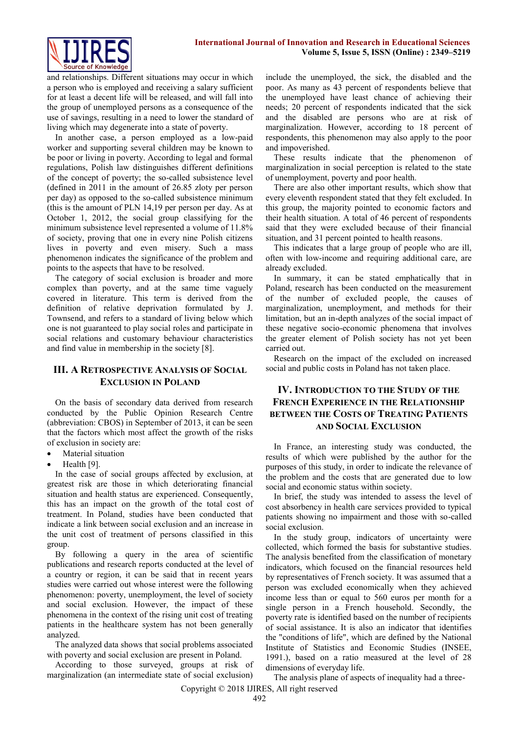and relationships. Different situations may occur in which a person who is employed and receiving a salary sufficient for at least a decent life will be released, and will fall into the group of unemployed persons as a consequence of the use of savings, resulting in a need to lower the standard of living which may degenerate into a state of poverty.

In another case, a person employed as a low-paid worker and supporting several children may be known to be poor or living in poverty. According to legal and formal regulations, Polish law distinguishes different definitions of the concept of poverty; the so-called subsistence level (defined in 2011 in the amount of 26.85 zloty per person per day) as opposed to the so-called subsistence minimum (this is the amount of PLN 14,19 per person per day. As at October 1, 2012, the social group classifying for the minimum subsistence level represented a volume of 11.8% of society, proving that one in every nine Polish citizens lives in poverty and even misery. Such a mass phenomenon indicates the significance of the problem and points to the aspects that have to be resolved.

The category of social exclusion is broader and more complex than poverty, and at the same time vaguely covered in literature. This term is derived from the definition of relative deprivation formulated by J. Townsend, and refers to a standard of living below which one is not guaranteed to play social roles and participate in social relations and customary behaviour characteristics and find value in membership in the society [8].

## III. A Retrospective Analysis of Social Exclusion in Poland

On the basis of secondary data derived from research conducted by the Public Opinion Research Centre (abbreviation: CBOS) in September of 2013, it can be seen that the factors which most affect the growth of the risks of exclusion in society are:

- Material situation
- Health [9].

In the case of social groups affected by exclusion, at greatest risk are those in which deteriorating financial situation and health status are experienced. Consequently, this has an impact on the growth of the total cost of treatment. In Poland, studies have been conducted that indicate a link between social exclusion and an increase in the unit cost of treatment of persons classified in this group.

By following a query in the area of scientific publications and research reports conducted at the level of a country or region, it can be said that in recent years studies were carried out whose interest were the following phenomenon: poverty, unemployment, the level of society and social exclusion. However, the impact of these phenomena in the context of the rising unit cost of treating patients in the healthcare system has not been generally analyzed.

The analyzed data shows that social problems associated with poverty and social exclusion are present in Poland.

According to those surveyed, groups at risk of marginalization (an intermediate state of social exclusion) include the unemployed, the sick, the disabled and the poor. As many as 43 percent of respondents believe that the unemployed have least chance of achieving their needs; 20 percent of respondents indicated that the sick and the disabled are persons who are at risk of marginalization. However, according to 18 percent of respondents, this phenomenon may also apply to the poor and impoverished.

These results indicate that the phenomenon of marginalization in social perception is related to the state of unemployment, poverty and poor health.

There are also other important results, which show that every eleventh respondent stated that they felt excluded. In this group, the majority pointed to economic factors and their health situation. A total of 46 percent of respondents said that they were excluded because of their financial situation, and 31 percent pointed to health reasons.

This indicates that a large group of people who are ill, often with low-income and requiring additional care, are already excluded.

In summary, it can be stated emphatically that in Poland, research has been conducted on the measurement of the number of excluded people, the causes of marginalization, unemployment, and methods for their limitation, but an in-depth analyzes of the social impact of these negative socio-economic phenomena that involves the greater element of Polish society has not yet been carried out.

Research on the impact of the excluded on increased social and public costs in Poland has not taken place.

## IV. Introduction to the Study of the French Experience in the Relationship between the Costs of Treating Patients and Social Exclusion

In France, an interesting study was conducted, the results of which were published by the author for the purposes of this study, in order to indicate the relevance of the problem and the costs that are generated due to low social and economic status within society.

In brief, the study was intended to assess the level of cost absorbency in health care services provided to typical patients showing no impairment and those with so-called social exclusion.

In the study group, indicators of uncertainty were collected, which formed the basis for substantive studies. The analysis benefited from the classification of monetary indicators, which focused on the financial resources held by representatives of French society. It was assumed that a person was excluded economically when they achieved income less than or equal to 560 euros per month for a single person in a French household. Secondly, the poverty rate is identified based on the number of recipients of social assistance. It is also an indicator that identifies the "conditions of life", which are defined by the National Institute of Statistics and Economic Studies (INSEE, 1991.), based on a ratio measured at the level of 28 dimensions of everyday life.

The analysis plane of aspects of inequality had a three-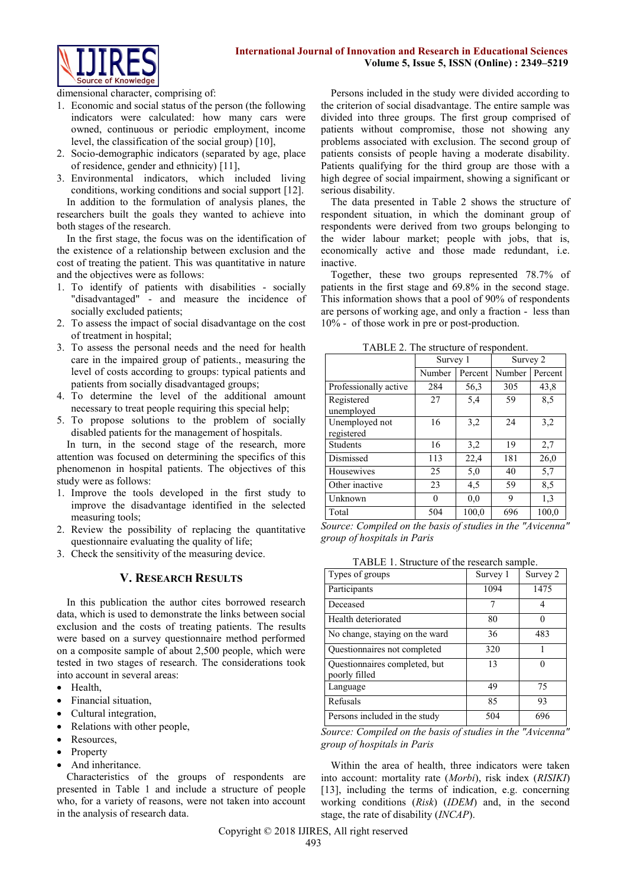dimensional character, comprising of:

1. Economic and social status of the person (the following indicators were calculated: how many cars were owned, continuous or periodic employment, income level, the classification of the social group) [10],
2. Socio-demographic indicators (separated by age, place of residence, gender and ethnicity) [11],
3. Environmental indicators, which included living conditions, working conditions and social support [12].

In addition to the formulation of analysis planes, the researchers built the goals they wanted to achieve into both stages of the research.

In the first stage, the focus was on the identification of the existence of a relationship between exclusion and the cost of treating the patient. This was quantitative in nature and the objectives were as follows:

1. To identify of patients with disabilities - socially "disadvantaged" - and measure the incidence of socially excluded patients;
2. To assess the impact of social disadvantage on the cost of treatment in hospital;
3. To assess the personal needs and the need for health care in the impaired group of patients., measuring the level of costs according to groups: typical patients and patients from socially disadvantaged groups;
4. To determine the level of the additional amount necessary to treat people requiring this special help;
5. To propose solutions to the problem of socially disabled patients for the management of hospitals.

In turn, in the second stage of the research, more attention was focused on determining the specifics of this phenomenon in hospital patients. The objectives of this study were as follows:

1. Improve the tools developed in the first study to improve the disadvantage identified in the selected measuring tools;
2. Review the possibility of replacing the quantitative questionnaire evaluating the quality of life;
3. Check the sensitivity of the measuring device.

## V. Research Results

In this publication the author cites borrowed research data, which is used to demonstrate the links between social exclusion and the costs of treating patients. The results were based on a survey questionnaire method performed on a composite sample of about 2,500 people, which were tested in two stages of research. The considerations took into account in several areas:

- Health,
- Financial situation,
- Cultural integration,
- Relations with other people,
- Resources,
- Property
- And inheritance.

Characteristics of the groups of respondents are presented in Table 1 and include a structure of people who, for a variety of reasons, were not taken into account in the analysis of research data.

Persons included in the study were divided according to the criterion of social disadvantage. The entire sample was divided into three groups. The first group comprised of patients without compromise, those not showing any problems associated with exclusion. The second group of patients consists of people having a moderate disability. Patients qualifying for the third group are those with a high degree of social impairment, showing a significant or serious disability.

The data presented in Table 2 shows the structure of respondent situation, in which the dominant group of respondents were derived from two groups belonging to the wider labour market; people with jobs, that is, economically active and those made redundant, i.e. inactive.

Together, these two groups represented 78.7% of patients in the first stage and 69.8% in the second stage. This information shows that a pool of 90% of respondents are persons of working age, and only a fraction - less than 10% - of those work in pre or post-production.

TABLE 2. The structure of respondent.

| | Survey 1 | | Survey 2 | |
|---|---|---|---|---|
| | Number | Percent | Number | Percent |
| Professionally active | 284 | 56,3 | 305 | 43,8 |
| Registered unemployed | 27 | 5,4 | 59 | 8,5 |
| Unemployed not registered | 16 | 3,2 | 24 | 3,2 |
| Students | 16 | 3,2 | 19 | 2,7 |
| Dismissed | 113 | 22,4 | 181 | 26,0 |
| Housewives | 25 | 5,0 | 40 | 5,7 |
| Other inactive | 23 | 4,5 | 59 | 8,5 |
| Unknown | 0 | 0,0 | 9 | 1,3 |
| Total | 504 | 100,0 | 696 | 100,0 |

*Source: Compiled on the basis of studies in the "Avicenna" group of hospitals in Paris*

TABLE 1. Structure of the research sample.

| Types of groups | Survey 1 | Survey 2 |
|---|---|---|
| Participants | 1094 | 1475 |
| Deceased | 7 | 4 |
| Health deteriorated | 80 | 0 |
| No change, staying on the ward | 36 | 483 |
| Questionnaires not completed | 320 | 1 |
| Questionnaires completed, but poorly filled | 13 | 0 |
| Language | 49 | 75 |
| Refusals | 85 | 93 |
| Persons included in the study | 504 | 696 |

*Source: Compiled on the basis of studies in the "Avicenna" group of hospitals in Paris*

Within the area of health, three indicators were taken into account: mortality rate (*Morbi*), risk index (*RISIKI*) [13], including the terms of indication, e.g. concerning working conditions (*Risk*) (*IDEM*) and, in the second stage, the rate of disability (*INCAP*).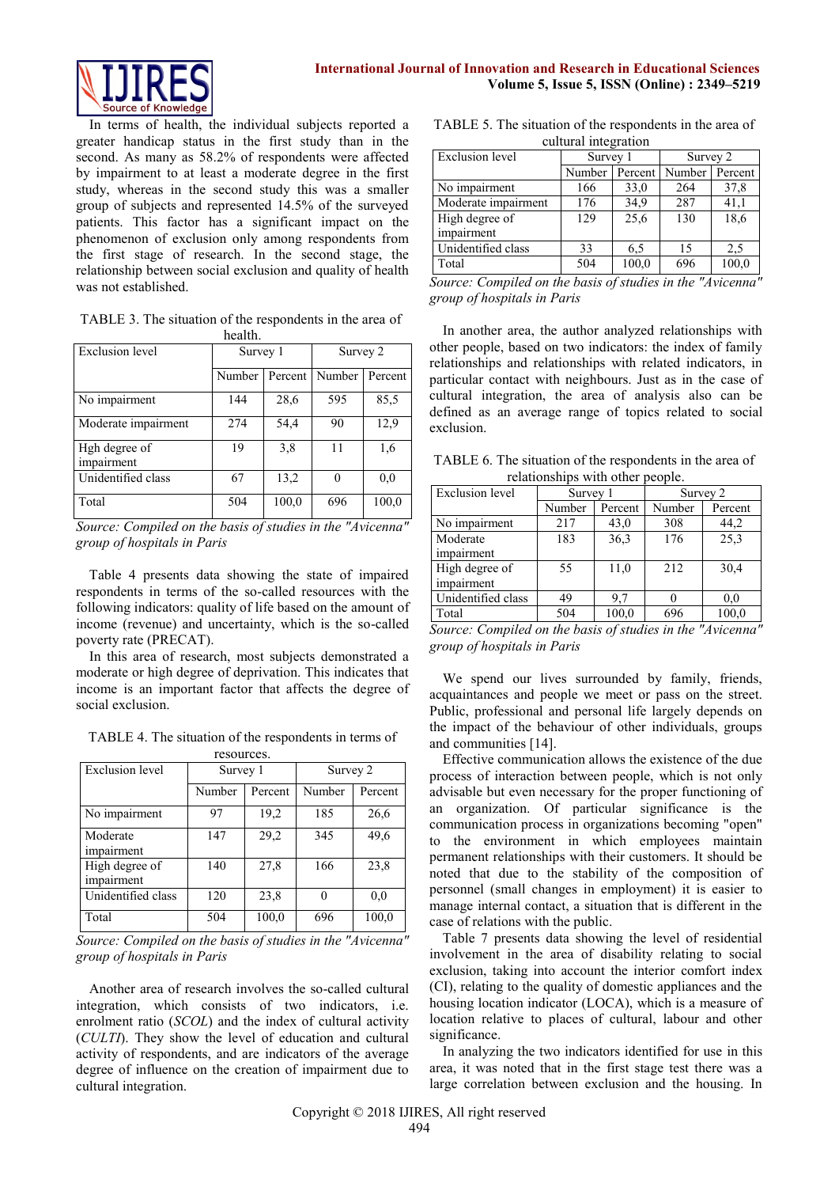In terms of health, the individual subjects reported a greater handicap status in the first study than in the second. As many as 58.2% of respondents were affected by impairment to at least a moderate degree in the first study, whereas in the second study this was a smaller group of subjects and represented 14.5% of the surveyed patients. This factor has a significant impact on the phenomenon of exclusion only among respondents from the first stage of research. In the second stage, the relationship between social exclusion and quality of health was not established.

TABLE 3. The situation of the respondents in the area of health.

| Exclusion level | Survey 1 | | Survey 2 | |
|---|---|---|---|---|
| | Number | Percent | Number | Percent |
| No impairment | 144 | 28,6 | 595 | 85,5 |
| Moderate impairment | 274 | 54,4 | 90 | 12,9 |
| Hgh degree of impairment | 19 | 3,8 | 11 | 1,6 |
| Unidentified class | 67 | 13,2 | 0 | 0,0 |
| Total | 504 | 100,0 | 696 | 100,0 |

*Source: Compiled on the basis of studies in the "Avicenna" group of hospitals in Paris*

Table 4 presents data showing the state of impaired respondents in terms of the so-called resources with the following indicators: quality of life based on the amount of income (revenue) and uncertainty, which is the so-called poverty rate (PRECAT).

In this area of research, most subjects demonstrated a moderate or high degree of deprivation. This indicates that income is an important factor that affects the degree of social exclusion.

TABLE 4. The situation of the respondents in terms of resources.

| Exclusion level | Survey 1 | | Survey 2 | |
|---|---|---|---|---|
| | Number | Percent | Number | Percent |
| No impairment | 97 | 19,2 | 185 | 26,6 |
| Moderate impairment | 147 | 29,2 | 345 | 49,6 |
| High degree of impairment | 140 | 27,8 | 166 | 23,8 |
| Unidentified class | 120 | 23,8 | 0 | 0,0 |
| Total | 504 | 100,0 | 696 | 100,0 |

*Source: Compiled on the basis of studies in the "Avicenna" group of hospitals in Paris*

Another area of research involves the so-called cultural integration, which consists of two indicators, i.e. enrolment ratio (*SCOL*) and the index of cultural activity (*CULTI*). They show the level of education and cultural activity of respondents, and are indicators of the average degree of influence on the creation of impairment due to cultural integration.

TABLE 5. The situation of the respondents in the area of cultural integration

| Exclusion level | Survey 1 | | Survey 2 | |
|---|---|---|---|---|
| | Number | Percent | Number | Percent |
| No impairment | 166 | 33,0 | 264 | 37,8 |
| Moderate impairment | 176 | 34,9 | 287 | 41,1 |
| High degree of impairment | 129 | 25,6 | 130 | 18,6 |
| Unidentified class | 33 | 6,5 | 15 | 2,5 |
| Total | 504 | 100,0 | 696 | 100,0 |

*Source: Compiled on the basis of studies in the "Avicenna" group of hospitals in Paris*

In another area, the author analyzed relationships with other people, based on two indicators: the index of family relationships and relationships with related indicators, in particular contact with neighbours. Just as in the case of cultural integration, the area of analysis also can be defined as an average range of topics related to social exclusion.

TABLE 6. The situation of the respondents in the area of relationships with other people.

| Exclusion level | Survey 1 | | Survey 2 | |
|---|---|---|---|---|
| | Number | Percent | Number | Percent |
| No impairment | 217 | 43,0 | 308 | 44,2 |
| Moderate impairment | 183 | 36,3 | 176 | 25,3 |
| High degree of impairment | 55 | 11,0 | 212 | 30,4 |
| Unidentified class | 49 | 9,7 | 0 | 0,0 |
| Total | 504 | 100,0 | 696 | 100,0 |

*Source: Compiled on the basis of studies in the "Avicenna" group of hospitals in Paris*

We spend our lives surrounded by family, friends, acquaintances and people we meet or pass on the street. Public, professional and personal life largely depends on the impact of the behaviour of other individuals, groups and communities [14].

Effective communication allows the existence of the due process of interaction between people, which is not only advisable but even necessary for the proper functioning of an organization. Of particular significance is the communication process in organizations becoming "open" to the environment in which employees maintain permanent relationships with their customers. It should be noted that due to the stability of the composition of personnel (small changes in employment) it is easier to manage internal contact, a situation that is different in the case of relations with the public.

Table 7 presents data showing the level of residential involvement in the area of disability relating to social exclusion, taking into account the interior comfort index (CI), relating to the quality of domestic appliances and the housing location indicator (LOCA), which is a measure of location relative to places of cultural, labour and other significance.

In analyzing the two indicators identified for use in this area, it was noted that in the first stage test there was a large correlation between exclusion and the housing. In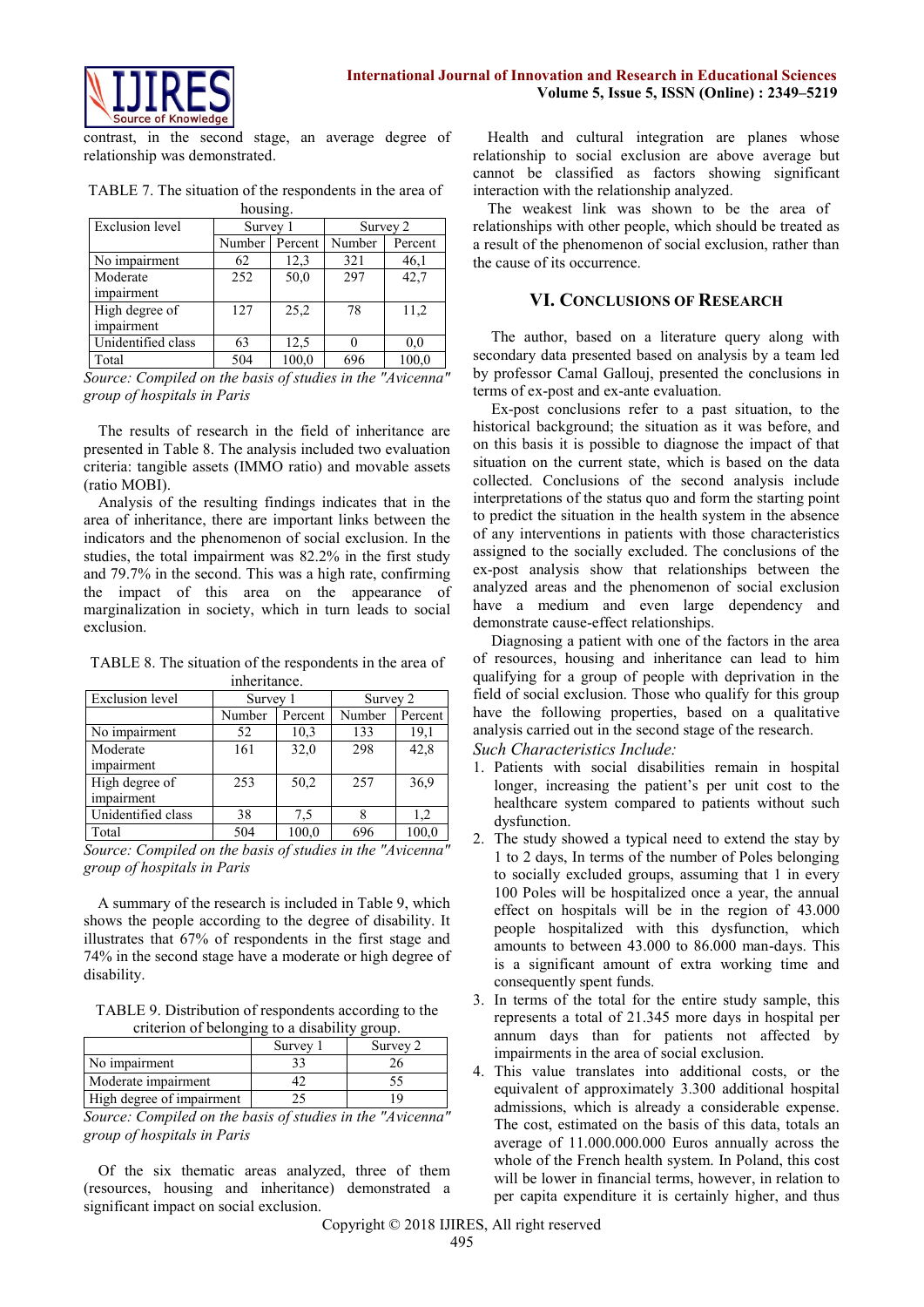contrast, in the second stage, an average degree of relationship was demonstrated.

TABLE 7. The situation of the respondents in the area of housing.

| Exclusion level | Survey 1 | | Survey 2 | |
|---|---|---|---|---|
| | Number | Percent | Number | Percent |
| No impairment | 62 | 12,3 | 321 | 46,1 |
| Moderate impairment | 252 | 50,0 | 297 | 42,7 |
| High degree of impairment | 127 | 25,2 | 78 | 11,2 |
| Unidentified class | 63 | 12,5 | 0 | 0,0 |
| Total | 504 | 100,0 | 696 | 100,0 |

*Source: Compiled on the basis of studies in the "Avicenna" group of hospitals in Paris*

The results of research in the field of inheritance are presented in Table 8. The analysis included two evaluation criteria: tangible assets (IMMO ratio) and movable assets (ratio MOBI).

Analysis of the resulting findings indicates that in the area of inheritance, there are important links between the indicators and the phenomenon of social exclusion. In the studies, the total impairment was 82.2% in the first study and 79.7% in the second. This was a high rate, confirming the impact of this area on the appearance of marginalization in society, which in turn leads to social exclusion.

TABLE 8. The situation of the respondents in the area of inheritance.

| Exclusion level | Survey 1 | | Survey 2 | |
|---|---|---|---|---|
| | Number | Percent | Number | Percent |
| No impairment | 52 | 10,3 | 133 | 19,1 |
| Moderate impairment | 161 | 32,0 | 298 | 42,8 |
| High degree of impairment | 253 | 50,2 | 257 | 36,9 |
| Unidentified class | 38 | 7,5 | 8 | 1,2 |
| Total | 504 | 100,0 | 696 | 100,0 |

*Source: Compiled on the basis of studies in the "Avicenna" group of hospitals in Paris*

A summary of the research is included in Table 9, which shows the people according to the degree of disability. It illustrates that 67% of respondents in the first stage and 74% in the second stage have a moderate or high degree of disability.

TABLE 9. Distribution of respondents according to the criterion of belonging to a disability group.

| | Survey 1 | Survey 2 |
|---|---|---|
| No impairment | 33 | 26 |
| Moderate impairment | 42 | 55 |
| High degree of impairment | 25 | 19 |

*Source: Compiled on the basis of studies in the "Avicenna" group of hospitals in Paris*

Of the six thematic areas analyzed, three of them (resources, housing and inheritance) demonstrated a significant impact on social exclusion.

Health and cultural integration are planes whose relationship to social exclusion are above average but cannot be classified as factors showing significant interaction with the relationship analyzed.

The weakest link was shown to be the area of relationships with other people, which should be treated as a result of the phenomenon of social exclusion, rather than the cause of its occurrence.

## VI. Conclusions of Research

The author, based on a literature query along with secondary data presented based on analysis by a team led by professor Camal Gallouj, presented the conclusions in terms of ex-post and ex-ante evaluation.

Ex-post conclusions refer to a past situation, to the historical background; the situation as it was before, and on this basis it is possible to diagnose the impact of that situation on the current state, which is based on the data collected. Conclusions of the second analysis include interpretations of the status quo and form the starting point to predict the situation in the health system in the absence of any interventions in patients with those characteristics assigned to the socially excluded. The conclusions of the ex-post analysis show that relationships between the analyzed areas and the phenomenon of social exclusion have a medium and even large dependency and demonstrate cause-effect relationships.

Diagnosing a patient with one of the factors in the area of resources, housing and inheritance can lead to him qualifying for a group of people with deprivation in the field of social exclusion. Those who qualify for this group have the following properties, based on a qualitative analysis carried out in the second stage of the research.

*Such Characteristics Include:*

1. Patients with social disabilities remain in hospital longer, increasing the patient's per unit cost to the healthcare system compared to patients without such dysfunction.
2. The study showed a typical need to extend the stay by 1 to 2 days, In terms of the number of Poles belonging to socially excluded groups, assuming that 1 in every 100 Poles will be hospitalized once a year, the annual effect on hospitals will be in the region of 43.000 people hospitalized with this dysfunction, which amounts to between 43.000 to 86.000 man-days. This is a significant amount of extra working time and consequently spent funds.
3. In terms of the total for the entire study sample, this represents a total of 21.345 more days in hospital per annum days than for patients not affected by impairments in the area of social exclusion.
4. This value translates into additional costs, or the equivalent of approximately 3.300 additional hospital admissions, which is already a considerable expense. The cost, estimated on the basis of this data, totals an average of 11.000.000.000 Euros annually across the whole of the French health system. In Poland, this cost will be lower in financial terms, however, in relation to per capita expenditure it is certainly higher, and thus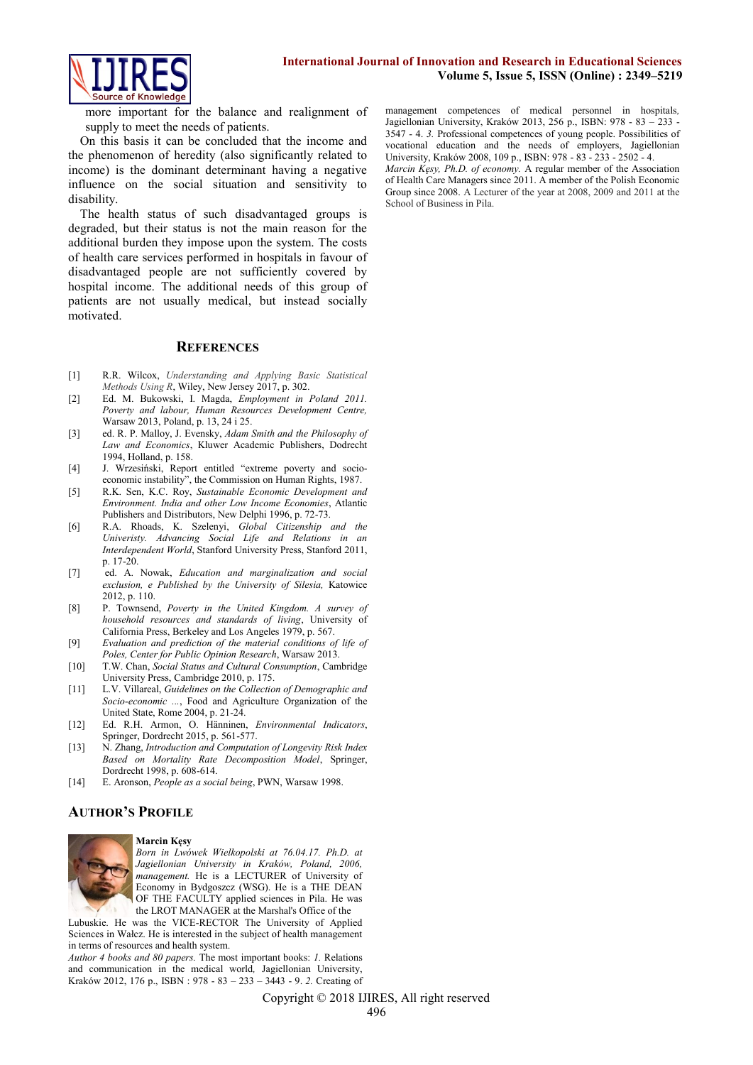more important for the balance and realignment of supply to meet the needs of patients.

On this basis it can be concluded that the income and the phenomenon of heredity (also significantly related to income) is the dominant determinant having a negative influence on the social situation and sensitivity to disability.

The health status of such disadvantaged groups is degraded, but their status is not the main reason for the additional burden they impose upon the system. The costs of health care services performed in hospitals in favour of disadvantaged people are not sufficiently covered by hospital income. The additional needs of this group of patients are not usually medical, but instead socially motivated.

## References

- [1] R.R. Wilcox, *Understanding and Applying Basic Statistical Methods Using R*, Wiley, New Jersey 2017, p. 302.
- [2] Ed. M. Bukowski, I. Magda, *Employment in Poland 2011. Poverty and labour, Human Resources Development Centre,* Warsaw 2013, Poland, p. 13, 24 i 25.
- [3] ed. R. P. Malloy, J. Evensky, *Adam Smith and the Philosophy of Law and Economics*, Kluwer Academic Publishers, Dodrecht 1994, Holland, p. 158.
- [4] J. Wrzesiński, Report entitled "extreme poverty and socio-economic instability", the Commission on Human Rights, 1987.
- [5] R.K. Sen, K.C. Roy, *Sustainable Economic Development and Environment. India and other Low Income Economies*, Atlantic Publishers and Distributors, New Delphi 1996, p. 72-73.
- [6] R.A. Rhoads, K. Szelenyi, *Global Citizenship and the Univeristy. Advancing Social Life and Relations in an Interdependent World*, Stanford University Press, Stanford 2011, p. 17-20.
- [7] ed. A. Nowak, *Education and marginalization and social exclusion, e Published by the University of Silesia,* Katowice 2012, p. 110.
- [8] P. Townsend, *Poverty in the United Kingdom. A survey of household resources and standards of living*, University of California Press, Berkeley and Los Angeles 1979, p. 567.
- [9] *Evaluation and prediction of the material conditions of life of Poles, Center for Public Opinion Research*, Warsaw 2013.
- [10] T.W. Chan, *Social Status and Cultural Consumption*, Cambridge University Press, Cambridge 2010, p. 175.
- [11] L.V. Villareal, *Guidelines on the Collection of Demographic and Socio-economic ...*, Food and Agriculture Organization of the United State, Rome 2004, p. 21-24.
- [12] Ed. R.H. Armon, O. Hänninen, *Environmental Indicators*, Springer, Dordrecht 2015, p. 561-577.
- [13] N. Zhang, *Introduction and Computation of Longevity Risk Index Based on Mortality Rate Decomposition Model*, Springer, Dordrecht 1998, p. 608-614.
- [14] E. Aronson, *People as a social being*, PWN, Warsaw 1998.

## Author's Profile

**Marcin Kęsy**
*Born in Lwówek Wielkopolski at 76.04.17. Ph.D. at Jagiellonian University in Kraków, Poland, 2006, management.* He is a LECTURER of University of Economy in Bydgoszcz (WSG). He is a THE DEAN OF THE FACULTY applied sciences in Pila. He was the LROT MANAGER at the Marshal's Office of the Lubuskie. He was the VICE-RECTOR The University of Applied Sciences in Wałcz. He is interested in the subject of health management in terms of resources and health system.

*Author 4 books and 80 papers.* The most important books: *1.* Relations and communication in the medical world*,* Jagiellonian University, Kraków 2012, 176 p., ISBN : 978 - 83 – 233 – 3443 - 9. *2.* Creating of management competences of medical personnel in hospitals*,* Jagiellonian University, Kraków 2013, 256 p., ISBN: 978 - 83 – 233 - 3547 - 4. *3.* Professional competences of young people. Possibilities of vocational education and the needs of employers, Jagiellonian University, Kraków 2008, 109 p., ISBN: 978 - 83 - 233 - 2502 - 4.

*Marcin Kęsy, Ph.D. of economy.* A regular member of the Association of Health Care Managers since 2011. A member of the Polish Economic Group since 2008. A Lecturer of the year at 2008, 2009 and 2011 at the School of Business in Pila.